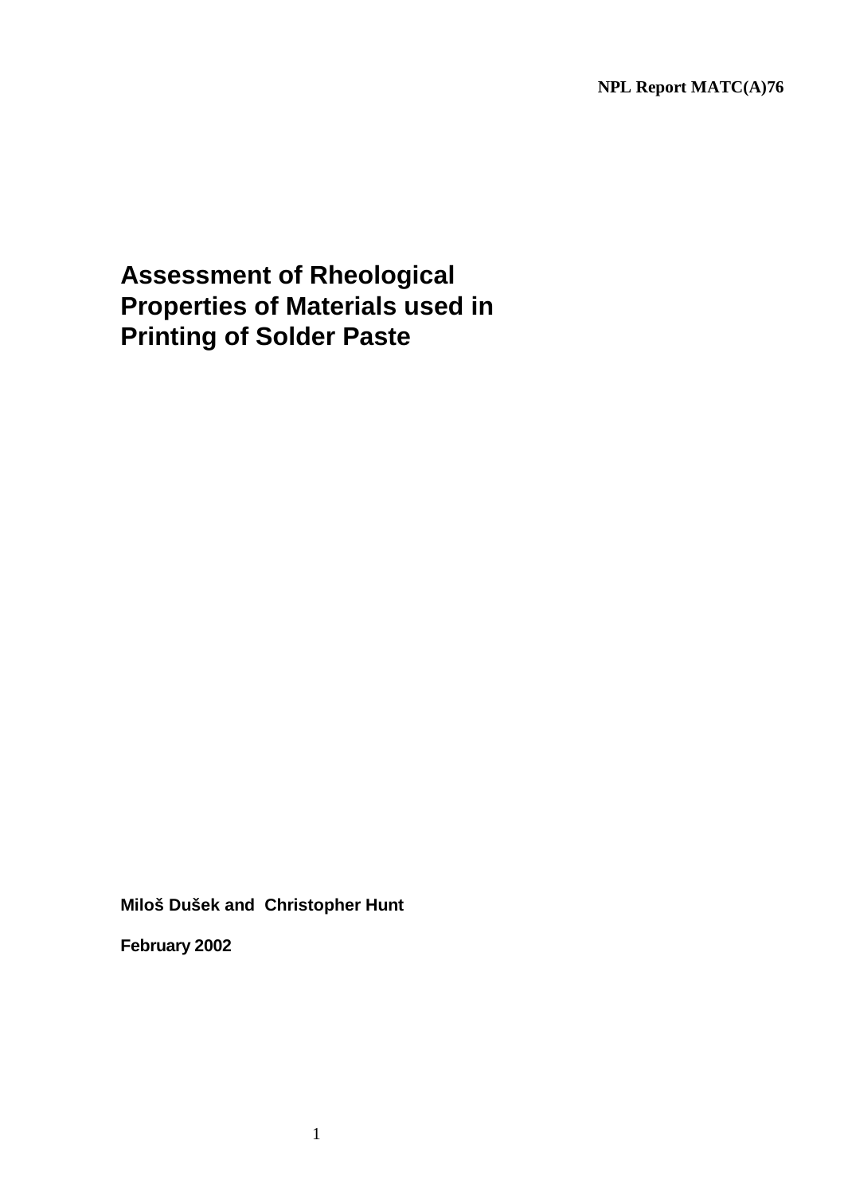NPL Report MATC(A)76

# Assessment of Rheological Properties of Materials used in Printing of Solder Paste

**Miloš Dušek and Christopher Hunt**

**February 2002**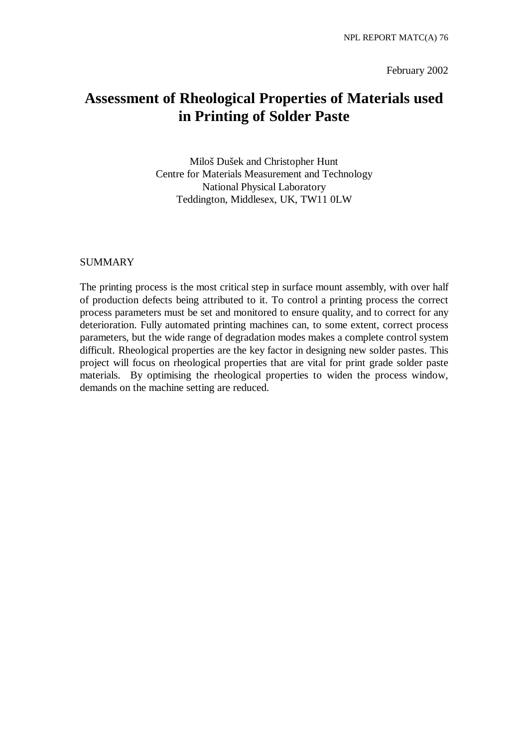February 2002

# Assessment of Rheological Properties of Materials used in Printing of Solder Paste

Miloš Dušek and Christopher Hunt
Centre for Materials Measurement and Technology
National Physical Laboratory
Teddington, Middlesex, UK, TW11 0LW

## SUMMARY

The printing process is the most critical step in surface mount assembly, with over half of production defects being attributed to it. To control a printing process the correct process parameters must be set and monitored to ensure quality, and to correct for any deterioration. Fully automated printing machines can, to some extent, correct process parameters, but the wide range of degradation modes makes a complete control system difficult. Rheological properties are the key factor in designing new solder pastes. This project will focus on rheological properties that are vital for print grade solder paste materials. By optimising the rheological properties to widen the process window, demands on the machine setting are reduced.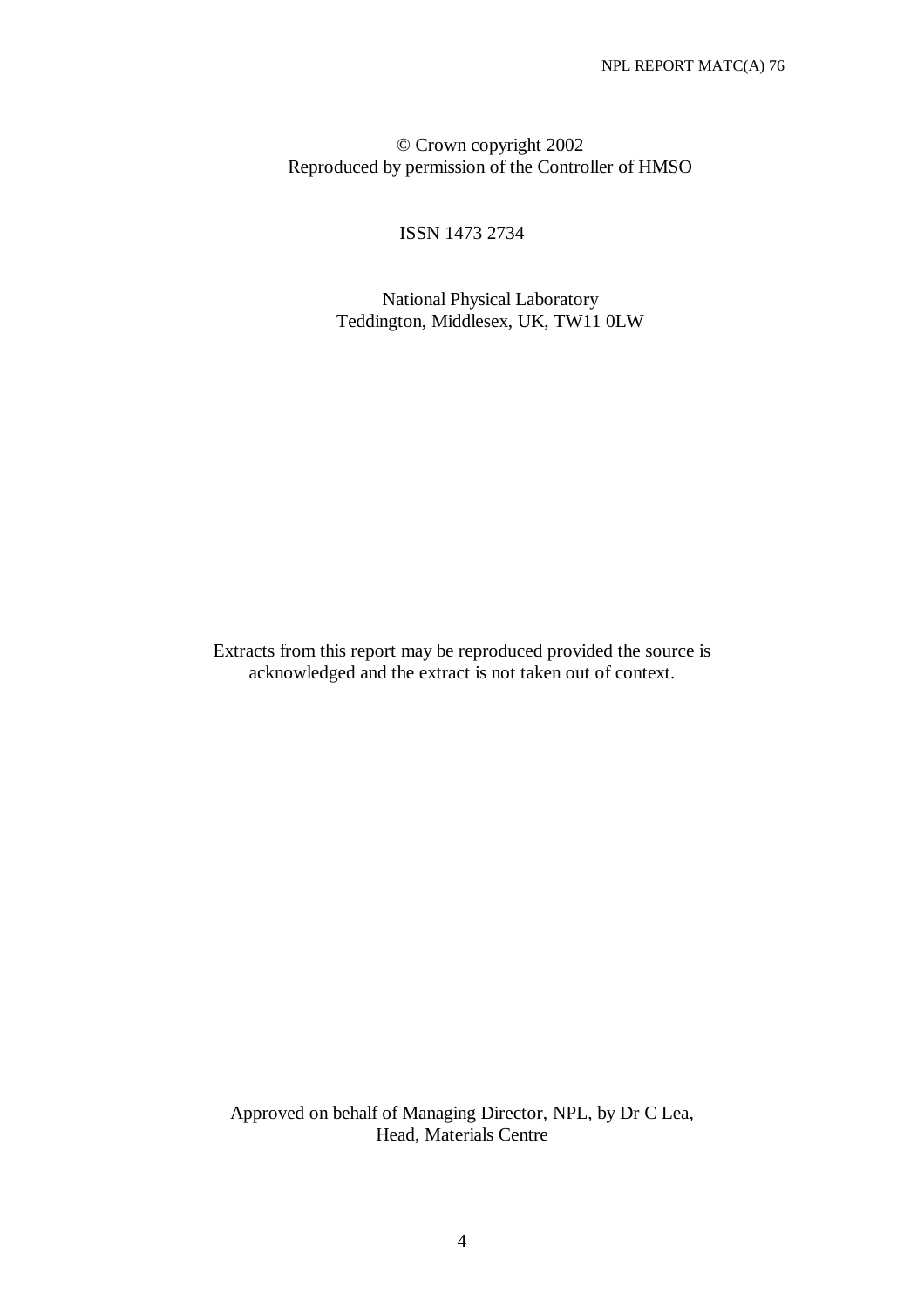© Crown copyright 2002
Reproduced by permission of the Controller of HMSO

ISSN 1473 2734

National Physical Laboratory
Teddington, Middlesex, UK, TW11 0LW

Extracts from this report may be reproduced provided the source is acknowledged and the extract is not taken out of context.

Approved on behalf of Managing Director, NPL, by Dr C Lea,
Head, Materials Centre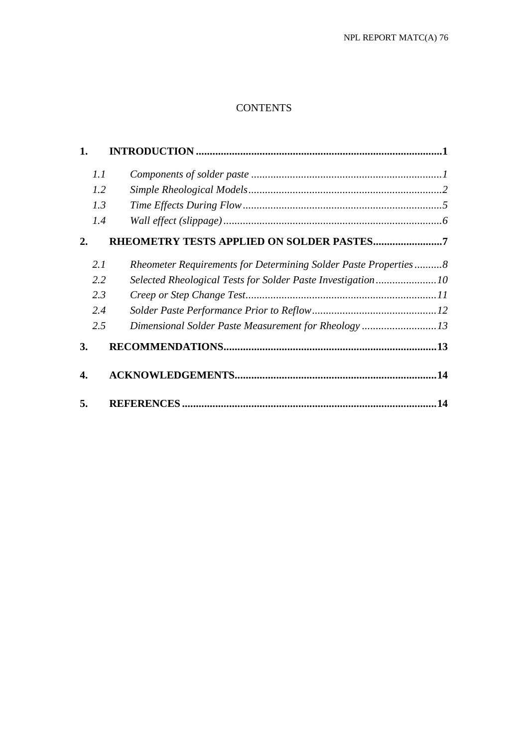# CONTENTS

**1. INTRODUCTION ........................................................................................1**

*1.1 Components of solder paste ....................................................................1*

*1.2 Simple Rheological Models.....................................................................2*

*1.3 Time Effects During Flow........................................................................5*

*1.4 Wall effect (slippage)...............................................................................6*

**2. RHEOMETRY TESTS APPLIED ON SOLDER PASTES.........................7**

*2.1 Rheometer Requirements for Determining Solder Paste Properties..........8*

*2.2 Selected Rheological Tests for Solder Paste Investigation......................10*

*2.3 Creep or Step Change Test.....................................................................11*

*2.4 Solder Paste Performance Prior to Reflow.............................................12*

*2.5 Dimensional Solder Paste Measurement for Rheology ...........................13*

**3. RECOMMENDATIONS............................................................................13**

**4. ACKNOWLEDGEMENTS........................................................................14**

**5. REFERENCES ...........................................................................................14**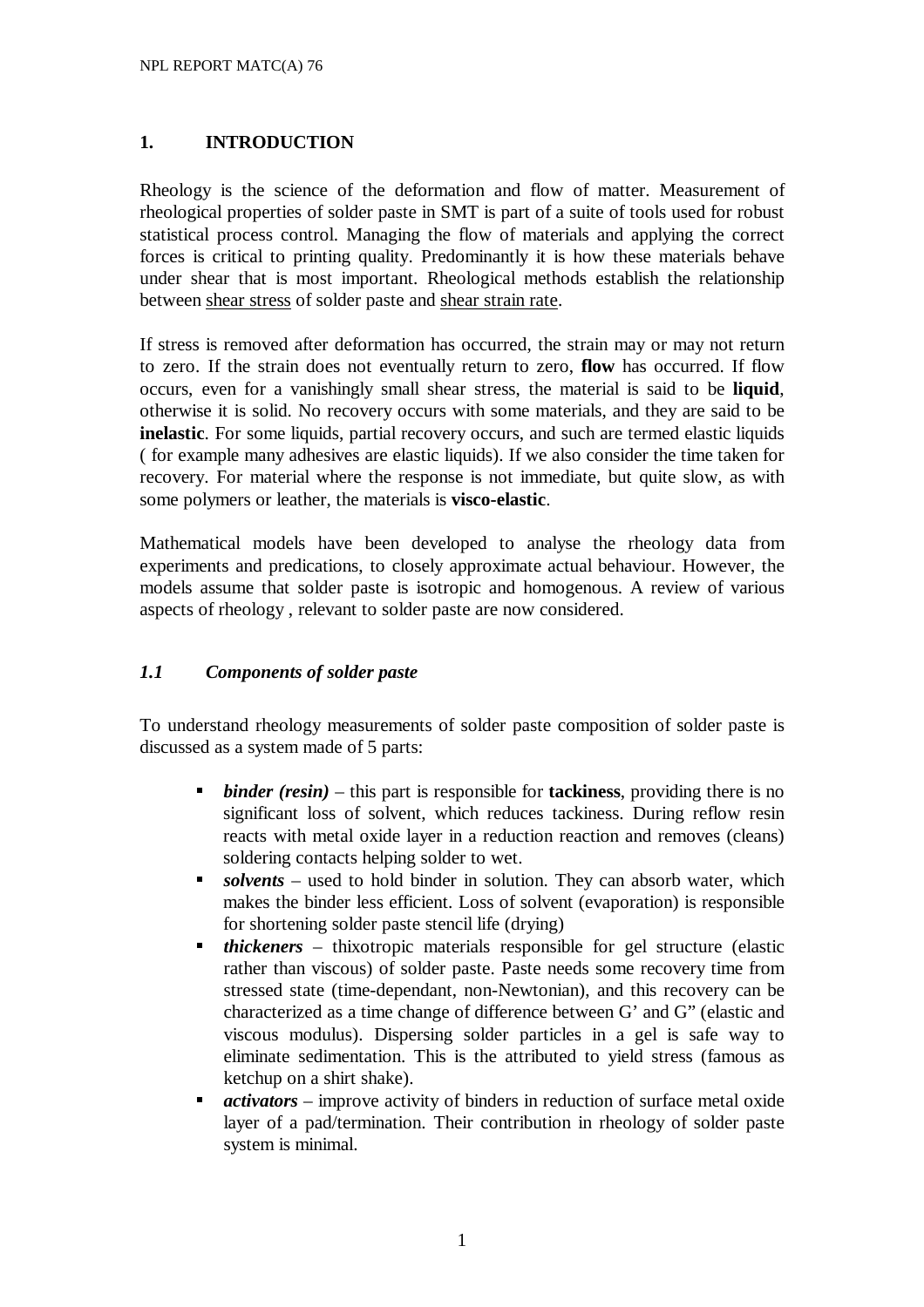# 1. INTRODUCTION

Rheology is the science of the deformation and flow of matter. Measurement of rheological properties of solder paste in SMT is part of a suite of tools used for robust statistical process control. Managing the flow of materials and applying the correct forces is critical to printing quality. Predominantly it is how these materials behave under shear that is most important. Rheological methods establish the relationship between <u>shear stress</u> of solder paste and <u>shear strain rate</u>.

If stress is removed after deformation has occurred, the strain may or may not return to zero. If the strain does not eventually return to zero, **flow** has occurred. If flow occurs, even for a vanishingly small shear stress, the material is said to be **liquid**, otherwise it is solid. No recovery occurs with some materials, and they are said to be **inelastic**. For some liquids, partial recovery occurs, and such are termed elastic liquids ( for example many adhesives are elastic liquids). If we also consider the time taken for recovery. For material where the response is not immediate, but quite slow, as with some polymers or leather, the materials is **visco-elastic**.

Mathematical models have been developed to analyse the rheology data from experiments and predications, to closely approximate actual behaviour. However, the models assume that solder paste is isotropic and homogenous. A review of various aspects of rheology , relevant to solder paste are now considered.

## *1.1 Components of solder paste*

To understand rheology measurements of solder paste composition of solder paste is discussed as a system made of 5 parts:

- ***binder (resin)*** – this part is responsible for **tackiness**, providing there is no significant loss of solvent, which reduces tackiness. During reflow resin reacts with metal oxide layer in a reduction reaction and removes (cleans) soldering contacts helping solder to wet.
- ***solvents*** – used to hold binder in solution. They can absorb water, which makes the binder less efficient. Loss of solvent (evaporation) is responsible for shortening solder paste stencil life (drying)
- ***thickeners*** – thixotropic materials responsible for gel structure (elastic rather than viscous) of solder paste. Paste needs some recovery time from stressed state (time-dependant, non-Newtonian), and this recovery can be characterized as a time change of difference between G' and G" (elastic and viscous modulus). Dispersing solder particles in a gel is safe way to eliminate sedimentation. This is the attributed to yield stress (famous as ketchup on a shirt shake).
- ***activators*** – improve activity of binders in reduction of surface metal oxide layer of a pad/termination. Their contribution in rheology of solder paste system is minimal.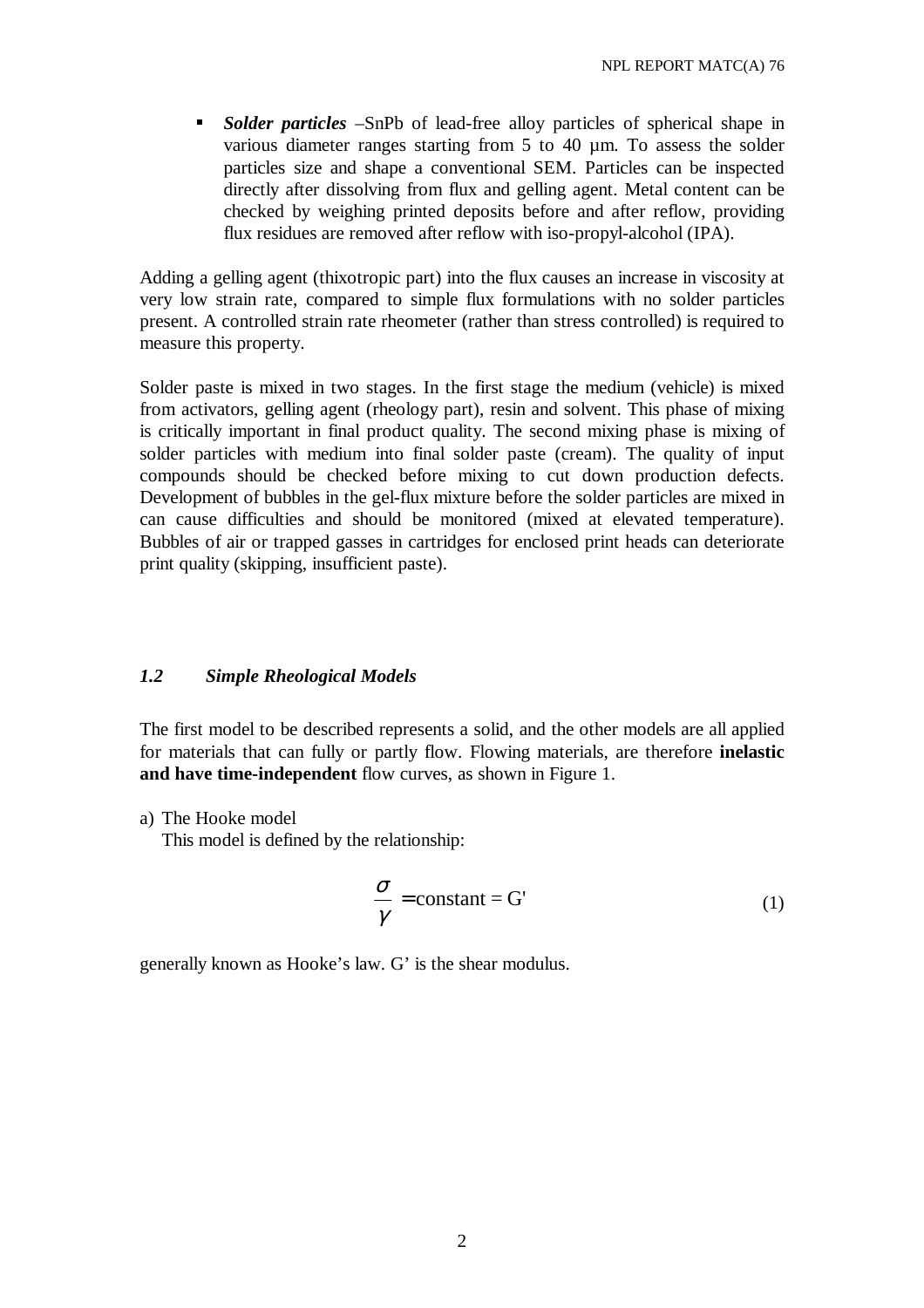- ***Solder particles*** –SnPb of lead-free alloy particles of spherical shape in various diameter ranges starting from 5 to 40 µm. To assess the solder particles size and shape a conventional SEM. Particles can be inspected directly after dissolving from flux and gelling agent. Metal content can be checked by weighing printed deposits before and after reflow, providing flux residues are removed after reflow with iso-propyl-alcohol (IPA).

Adding a gelling agent (thixotropic part) into the flux causes an increase in viscosity at very low strain rate, compared to simple flux formulations with no solder particles present. A controlled strain rate rheometer (rather than stress controlled) is required to measure this property.

Solder paste is mixed in two stages. In the first stage the medium (vehicle) is mixed from activators, gelling agent (rheology part), resin and solvent. This phase of mixing is critically important in final product quality. The second mixing phase is mixing of solder particles with medium into final solder paste (cream). The quality of input compounds should be checked before mixing to cut down production defects. Development of bubbles in the gel-flux mixture before the solder particles are mixed in can cause difficulties and should be monitored (mixed at elevated temperature). Bubbles of air or trapped gasses in cartridges for enclosed print heads can deteriorate print quality (skipping, insufficient paste).

### *1.2 Simple Rheological Models*

The first model to be described represents a solid, and the other models are all applied for materials that can fully or partly flow. Flowing materials, are therefore **inelastic and have time-independent** flow curves, as shown in Figure 1.

a) The Hooke model
   This model is defined by the relationship:

$$\frac{\sigma}{\gamma} = \text{constant} = G' \tag{1}$$

generally known as Hooke's law. G' is the shear modulus.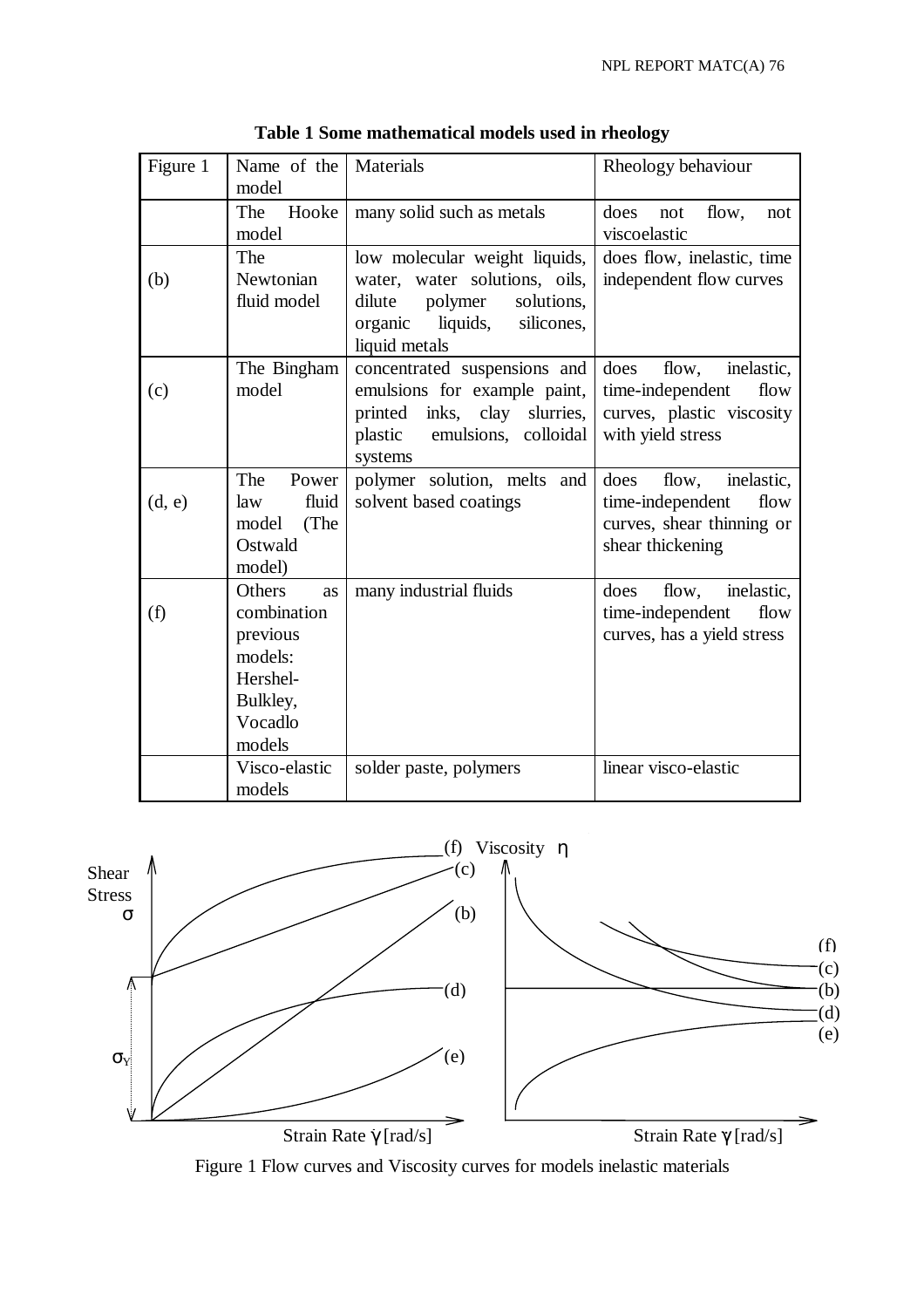**Table 1 Some mathematical models used in rheology**

| Figure 1 | Name of the model | Materials | Rheology behaviour |
|---|---|---|---|
| | The Hooke model | many solid such as metals | does not flow, not viscoelastic |
| (b) | The Newtonian fluid model | low molecular weight liquids, water, water solutions, oils, dilute polymer solutions, organic liquids, silicones, liquid metals | does flow, inelastic, time independent flow curves |
| (c) | The Bingham model | concentrated suspensions and emulsions for example paint, printed inks, clay slurries, plastic emulsions, colloidal systems | does flow, inelastic, time-independent flow curves, plastic viscosity with yield stress |
| (d, e) | The Power law fluid model (The Ostwald model) | polymer solution, melts and solvent based coatings | does flow, inelastic, time-independent flow curves, shear thinning or shear thickening |
| (f) | Others as combination previous models: Hershel-Bulkley, Vocadlo models | many industrial fluids | does flow, inelastic, time-independent flow curves, has a yield stress |
| | Visco-elastic models | solder paste, polymers | linear visco-elastic |

Figure 1 Flow curves and Viscosity curves for models inelastic materials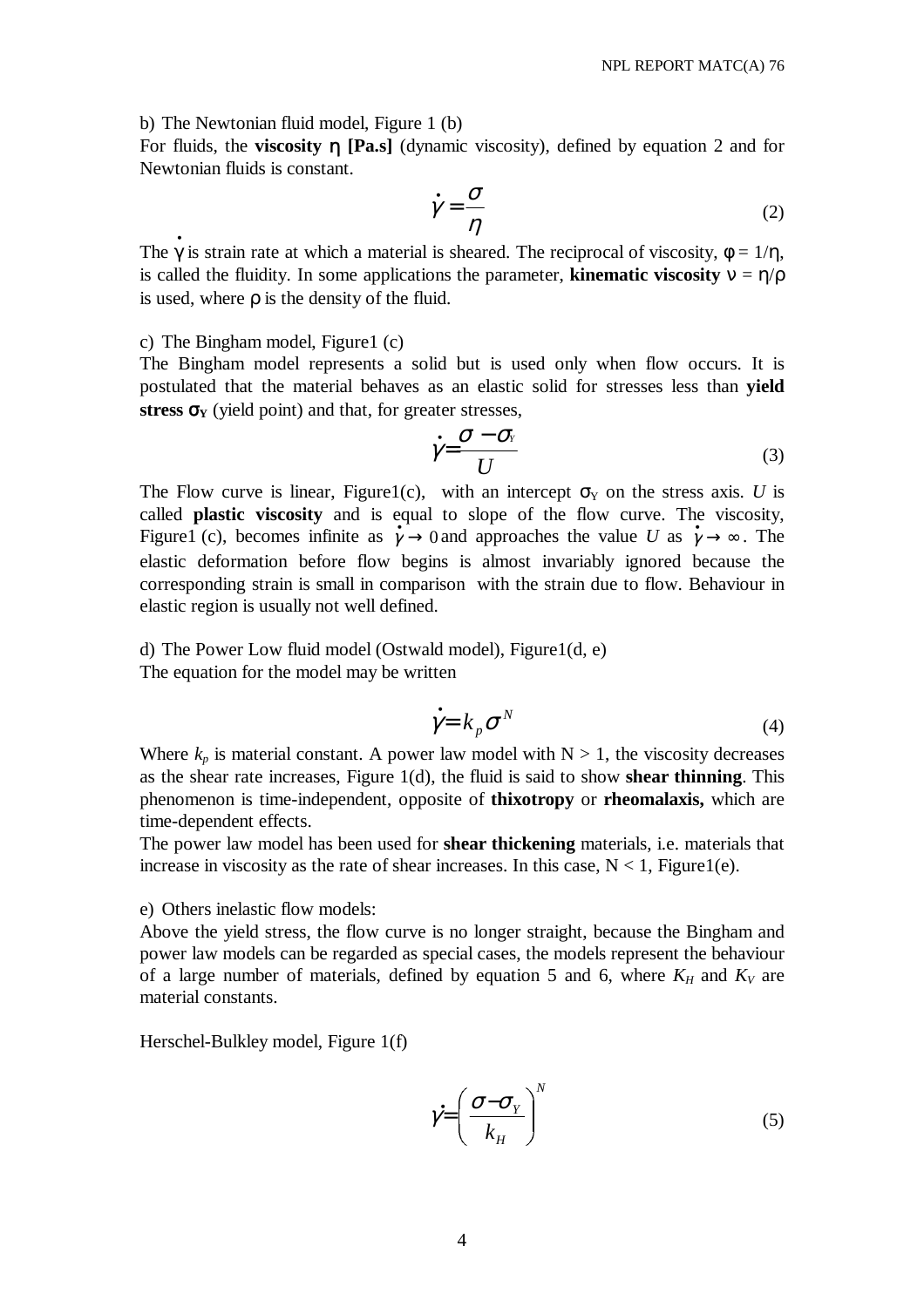b) The Newtonian fluid model, Figure 1 (b)

For fluids, the **viscosity** $\eta$ **[Pa.s]** (dynamic viscosity), defined by equation 2 and for Newtonian fluids is constant.

$$\dot{\gamma} = \frac{\sigma}{\eta} \tag{2}$$

The $\dot{\gamma}$ is strain rate at which a material is sheared. The reciprocal of viscosity, $\phi = 1/\eta$, is called the fluidity. In some applications the parameter, **kinematic viscosity** $\nu = \eta/\rho$ is used, where $\rho$ is the density of the fluid.

c) The Bingham model, Figure1 (c)

The Bingham model represents a solid but is used only when flow occurs. It is postulated that the material behaves as an elastic solid for stresses less than **yield stress** $\sigma_Y$ (yield point) and that, for greater stresses,

$$\dot{\gamma} = \frac{\sigma - \sigma_Y}{U} \tag{3}$$

The Flow curve is linear, Figure1(c), with an intercept $\sigma_Y$ on the stress axis. $U$ is called **plastic viscosity** and is equal to slope of the flow curve. The viscosity, Figure1 (c), becomes infinite as $\dot{\gamma} \to 0$ and approaches the value $U$ as $\dot{\gamma} \to \infty$. The elastic deformation before flow begins is almost invariably ignored because the corresponding strain is small in comparison with the strain due to flow. Behaviour in elastic region is usually not well defined.

d) The Power Low fluid model (Ostwald model), Figure1(d, e)

The equation for the model may be written

$$\dot{\gamma} = k_p \sigma^N \tag{4}$$

Where $k_p$ is material constant. A power law model with $N > 1$, the viscosity decreases as the shear rate increases, Figure 1(d), the fluid is said to show **shear thinning**. This phenomenon is time-independent, opposite of **thixotropy** or **rheomalaxis,** which are time-dependent effects.

The power law model has been used for **shear thickening** materials, i.e. materials that increase in viscosity as the rate of shear increases. In this case, $N < 1$, Figure1(e).

e) Others inelastic flow models:

Above the yield stress, the flow curve is no longer straight, because the Bingham and power law models can be regarded as special cases, the models represent the behaviour of a large number of materials, defined by equation 5 and 6, where $K_H$ and $K_V$ are material constants.

Herschel-Bulkley model, Figure 1(f)

$$\dot{\gamma} = \left( \frac{\sigma - \sigma_Y}{k_H} \right)^N \tag{5}$$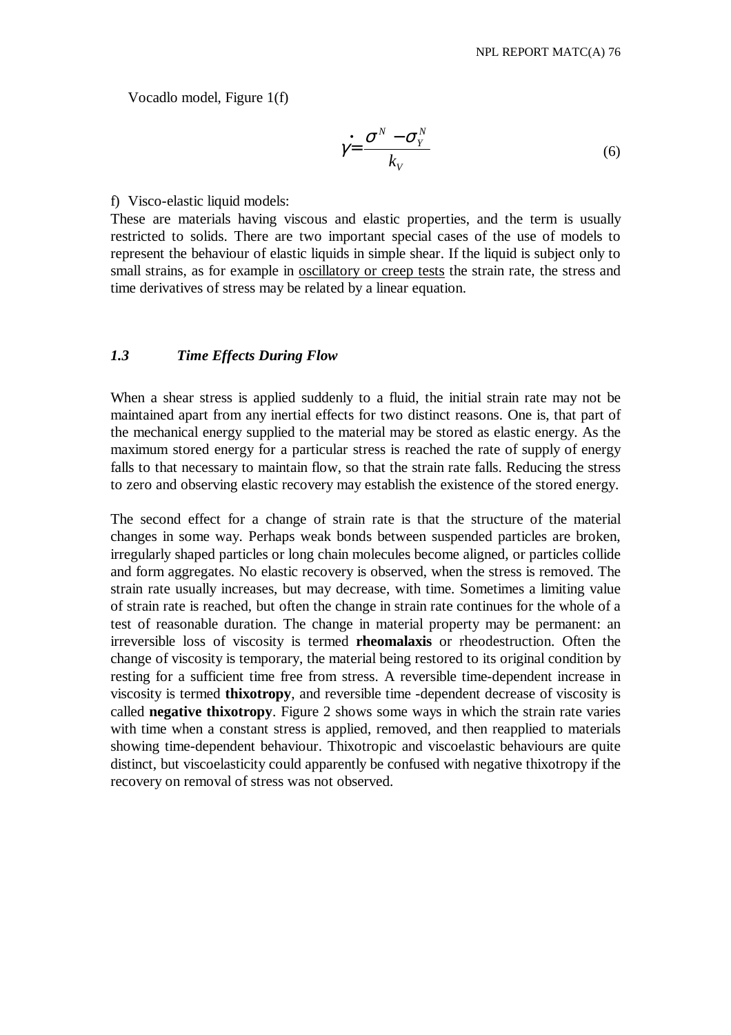Vocadlo model, Figure 1(f)

$$\dot{\gamma} = \frac{\sigma^N - \sigma_Y^N}{k_V} \tag{6}$$

f) Visco-elastic liquid models:

These are materials having viscous and elastic properties, and the term is usually restricted to solids. There are two important special cases of the use of models to represent the behaviour of elastic liquids in simple shear. If the liquid is subject only to small strains, as for example in oscillatory or creep tests the strain rate, the stress and time derivatives of stress may be related by a linear equation.

### *1.3 Time Effects During Flow*

When a shear stress is applied suddenly to a fluid, the initial strain rate may not be maintained apart from any inertial effects for two distinct reasons. One is, that part of the mechanical energy supplied to the material may be stored as elastic energy. As the maximum stored energy for a particular stress is reached the rate of supply of energy falls to that necessary to maintain flow, so that the strain rate falls. Reducing the stress to zero and observing elastic recovery may establish the existence of the stored energy.

The second effect for a change of strain rate is that the structure of the material changes in some way. Perhaps weak bonds between suspended particles are broken, irregularly shaped particles or long chain molecules become aligned, or particles collide and form aggregates. No elastic recovery is observed, when the stress is removed. The strain rate usually increases, but may decrease, with time. Sometimes a limiting value of strain rate is reached, but often the change in strain rate continues for the whole of a test of reasonable duration. The change in material property may be permanent: an irreversible loss of viscosity is termed **rheomalaxis** or rheodestruction. Often the change of viscosity is temporary, the material being restored to its original condition by resting for a sufficient time free from stress. A reversible time-dependent increase in viscosity is termed **thixotropy**, and reversible time -dependent decrease of viscosity is called **negative thixotropy**. Figure 2 shows some ways in which the strain rate varies with time when a constant stress is applied, removed, and then reapplied to materials showing time-dependent behaviour. Thixotropic and viscoelastic behaviours are quite distinct, but viscoelasticity could apparently be confused with negative thixotropy if the recovery on removal of stress was not observed.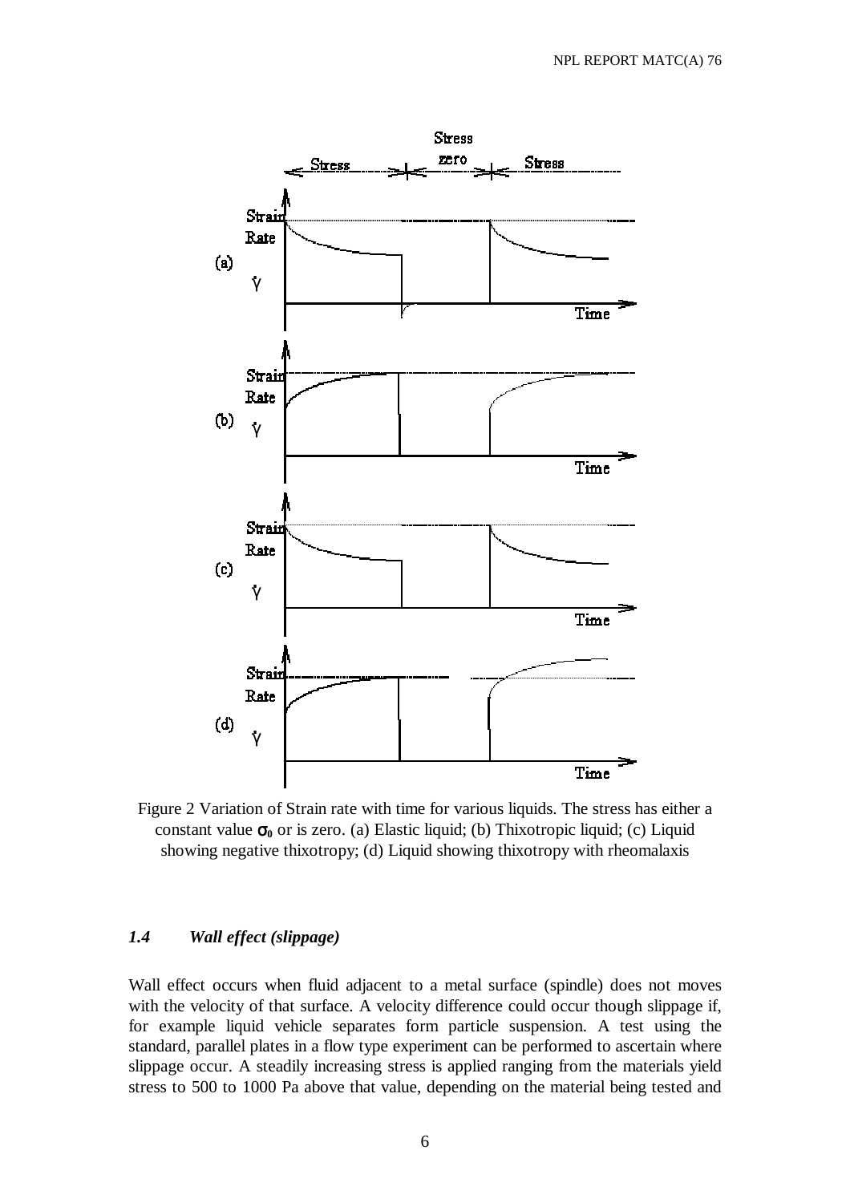Figure 2 Variation of Strain rate with time for various liquids. The stress has either a constant value $\sigma_0$ or is zero. (a) Elastic liquid; (b) Thixotropic liquid; (c) Liquid showing negative thixotropy; (d) Liquid showing thixotropy with rheomalaxis

### *1.4 Wall effect (slippage)*

Wall effect occurs when fluid adjacent to a metal surface (spindle) does not moves with the velocity of that surface. A velocity difference could occur though slippage if, for example liquid vehicle separates form particle suspension. A test using the standard, parallel plates in a flow type experiment can be performed to ascertain where slippage occur. A steadily increasing stress is applied ranging from the materials yield stress to 500 to 1000 Pa above that value, depending on the material being tested and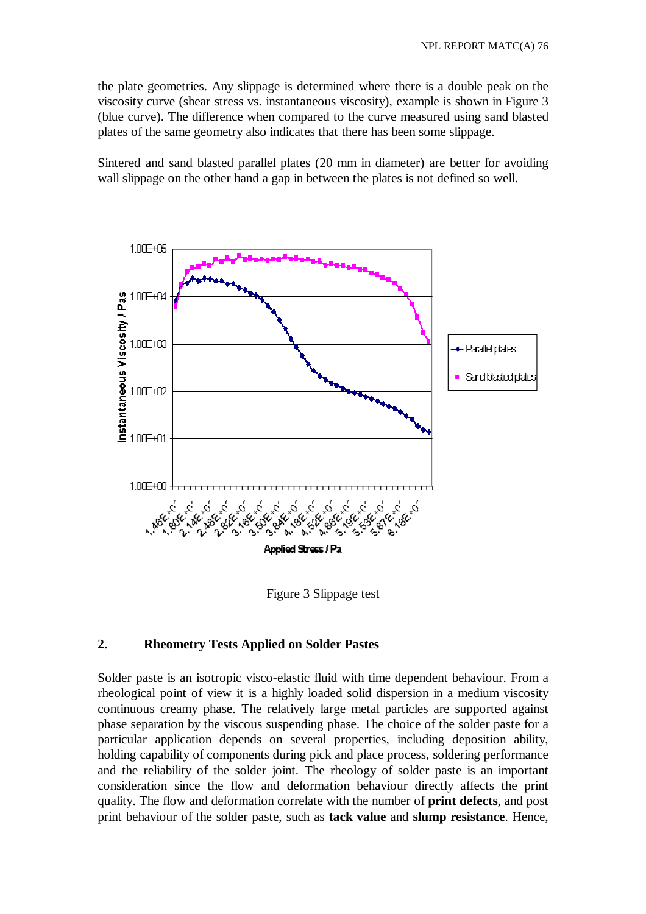the plate geometries. Any slippage is determined where there is a double peak on the viscosity curve (shear stress vs. instantaneous viscosity), example is shown in Figure 3 (blue curve). The difference when compared to the curve measured using sand blasted plates of the same geometry also indicates that there has been some slippage.

Sintered and sand blasted parallel plates (20 mm in diameter) are better for avoiding wall slippage on the other hand a gap in between the plates is not defined so well.

Figure 3 Slippage test

## 2. Rheometry Tests Applied on Solder Pastes

Solder paste is an isotropic visco-elastic fluid with time dependent behaviour. From a rheological point of view it is a highly loaded solid dispersion in a medium viscosity continuous creamy phase. The relatively large metal particles are supported against phase separation by the viscous suspending phase. The choice of the solder paste for a particular application depends on several properties, including deposition ability, holding capability of components during pick and place process, soldering performance and the reliability of the solder joint. The rheology of solder paste is an important consideration since the flow and deformation behaviour directly affects the print quality. The flow and deformation correlate with the number of **print defects**, and post print behaviour of the solder paste, such as **tack value** and **slump resistance**. Hence,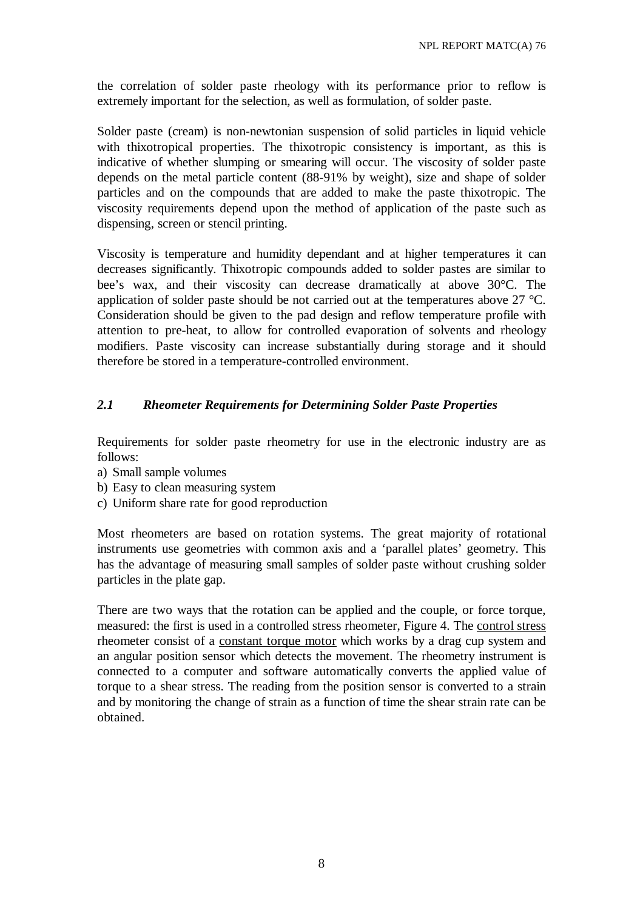the correlation of solder paste rheology with its performance prior to reflow is extremely important for the selection, as well as formulation, of solder paste.

Solder paste (cream) is non-newtonian suspension of solid particles in liquid vehicle with thixotropical properties. The thixotropic consistency is important, as this is indicative of whether slumping or smearing will occur. The viscosity of solder paste depends on the metal particle content (88-91% by weight), size and shape of solder particles and on the compounds that are added to make the paste thixotropic. The viscosity requirements depend upon the method of application of the paste such as dispensing, screen or stencil printing.

Viscosity is temperature and humidity dependant and at higher temperatures it can decreases significantly. Thixotropic compounds added to solder pastes are similar to bee's wax, and their viscosity can decrease dramatically at above 30°C. The application of solder paste should be not carried out at the temperatures above 27 °C. Consideration should be given to the pad design and reflow temperature profile with attention to pre-heat, to allow for controlled evaporation of solvents and rheology modifiers. Paste viscosity can increase substantially during storage and it should therefore be stored in a temperature-controlled environment.

### *2.1 Rheometer Requirements for Determining Solder Paste Properties*

Requirements for solder paste rheometry for use in the electronic industry are as follows:

a) Small sample volumes
b) Easy to clean measuring system
c) Uniform share rate for good reproduction

Most rheometers are based on rotation systems. The great majority of rotational instruments use geometries with common axis and a 'parallel plates' geometry. This has the advantage of measuring small samples of solder paste without crushing solder particles in the plate gap.

There are two ways that the rotation can be applied and the couple, or force torque, measured: the first is used in a controlled stress rheometer, Figure 4. The <u>control stress</u> rheometer consist of a <u>constant torque motor</u> which works by a drag cup system and an angular position sensor which detects the movement. The rheometry instrument is connected to a computer and software automatically converts the applied value of torque to a shear stress. The reading from the position sensor is converted to a strain and by monitoring the change of strain as a function of time the shear strain rate can be obtained.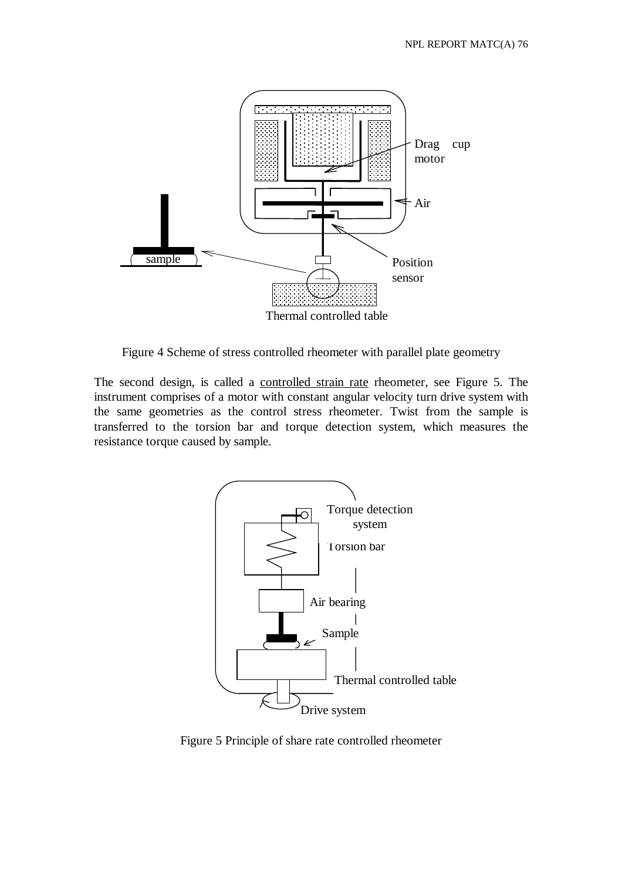Figure 4 Scheme of stress controlled rheometer with parallel plate geometry

The second design, is called a controlled strain rate rheometer, see Figure 5. The instrument comprises of a motor with constant angular velocity turn drive system with the same geometries as the control stress rheometer. Twist from the sample is transferred to the torsion bar and torque detection system, which measures the resistance torque caused by sample.

Figure 5 Principle of share rate controlled rheometer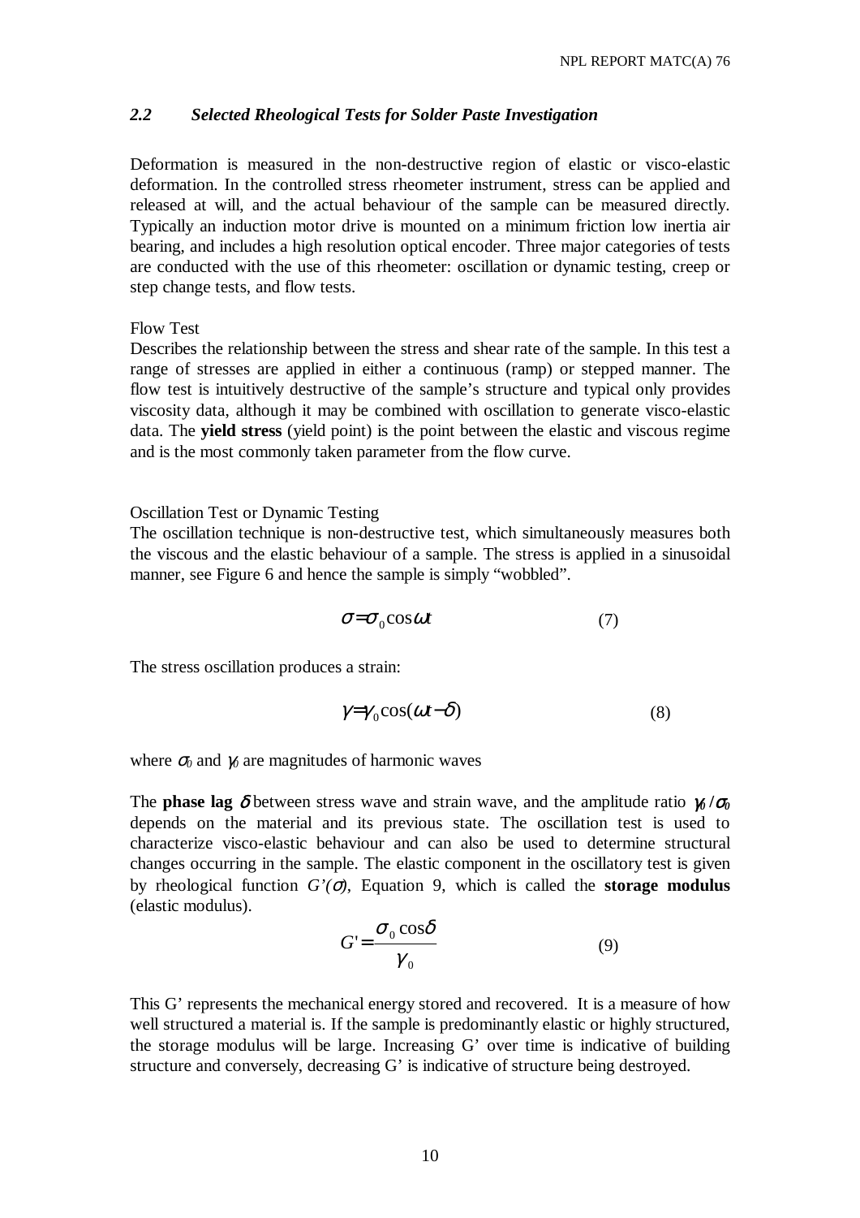### *2.2 Selected Rheological Tests for Solder Paste Investigation*

Deformation is measured in the non-destructive region of elastic or visco-elastic deformation. In the controlled stress rheometer instrument, stress can be applied and released at will, and the actual behaviour of the sample can be measured directly. Typically an induction motor drive is mounted on a minimum friction low inertia air bearing, and includes a high resolution optical encoder. Three major categories of tests are conducted with the use of this rheometer: oscillation or dynamic testing, creep or step change tests, and flow tests.

Flow Test

Describes the relationship between the stress and shear rate of the sample. In this test a range of stresses are applied in either a continuous (ramp) or stepped manner. The flow test is intuitively destructive of the sample's structure and typical only provides viscosity data, although it may be combined with oscillation to generate visco-elastic data. The **yield stress** (yield point) is the point between the elastic and viscous regime and is the most commonly taken parameter from the flow curve.

Oscillation Test or Dynamic Testing

The oscillation technique is non-destructive test, which simultaneously measures both the viscous and the elastic behaviour of a sample. The stress is applied in a sinusoidal manner, see Figure 6 and hence the sample is simply "wobbled".

$$\sigma = \sigma_0 \cos \omega t \tag{7}$$

The stress oscillation produces a strain:

$$\gamma = \gamma_0 \cos(\omega t - \delta) \tag{8}$$

where $\sigma_0$ and $\gamma_0$ are magnitudes of harmonic waves

The **phase lag** $\delta$ between stress wave and strain wave, and the amplitude ratio $\gamma_0 / \sigma_0$ depends on the material and its previous state. The oscillation test is used to characterize visco-elastic behaviour and can also be used to determine structural changes occurring in the sample. The elastic component in the oscillatory test is given by rheological function $G'(\sigma)$, Equation 9, which is called the **storage modulus** (elastic modulus).

$$G' = \frac{\sigma_0 \cos \delta}{\gamma_0} \tag{9}$$

This G' represents the mechanical energy stored and recovered. It is a measure of how well structured a material is. If the sample is predominantly elastic or highly structured, the storage modulus will be large. Increasing G' over time is indicative of building structure and conversely, decreasing G' is indicative of structure being destroyed.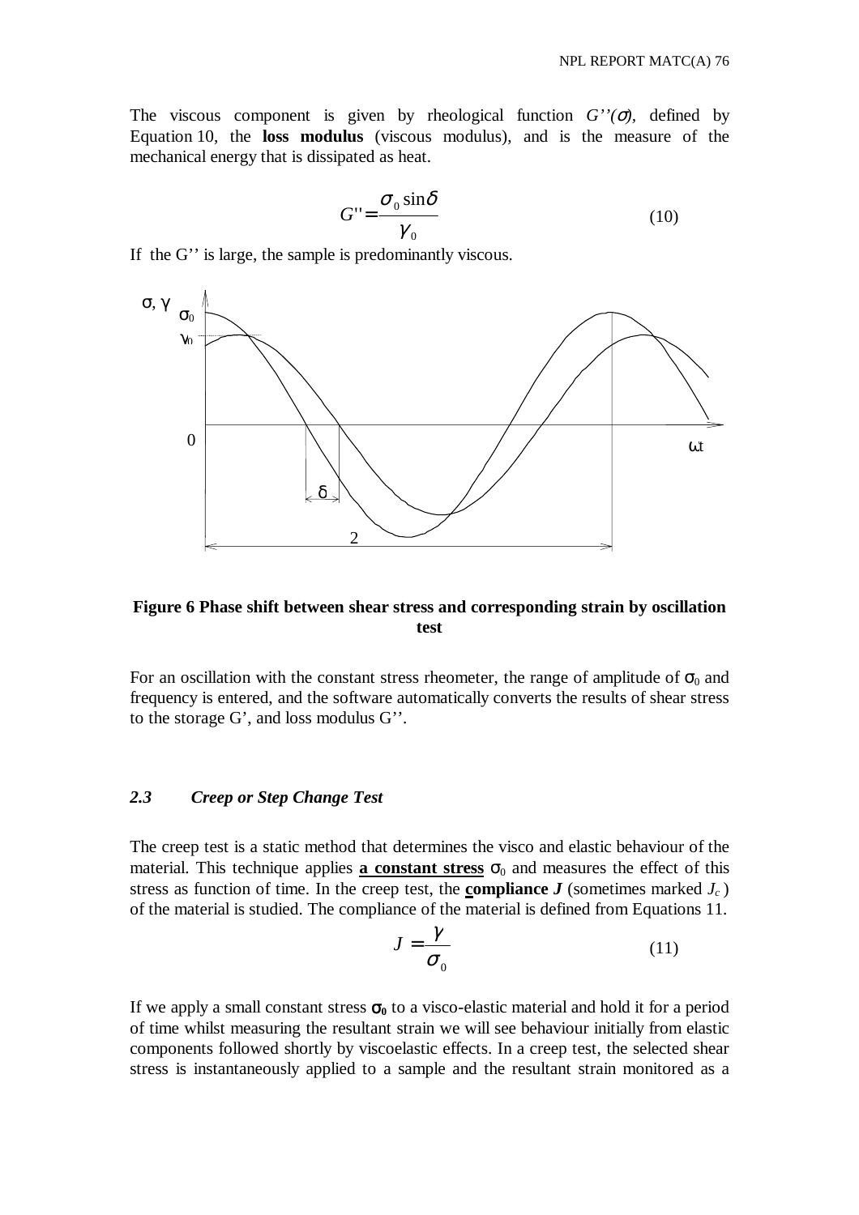The viscous component is given by rheological function $G''(\sigma)$, defined by Equation 10, the **loss modulus** (viscous modulus), and is the measure of the mechanical energy that is dissipated as heat.

$$G'' = \frac{\sigma_0 \sin\delta}{\gamma_0} \tag{10}$$

If the G'' is large, the sample is predominantly viscous.

**Figure 6 Phase shift between shear stress and corresponding strain by oscillation test**

For an oscillation with the constant stress rheometer, the range of amplitude of $\sigma_0$ and frequency is entered, and the software automatically converts the results of shear stress to the storage G', and loss modulus G''.

### *2.3 Creep or Step Change Test*

The creep test is a static method that determines the visco and elastic behaviour of the material. This technique applies **a constant stress** $\sigma_0$ and measures the effect of this stress as function of time. In the creep test, the **compliance** $J$ (sometimes marked $J_c$) of the material is studied. The compliance of the material is defined from Equations 11.

$$J = \frac{\gamma}{\sigma_0} \tag{11}$$

If we apply a small constant stress $\sigma_0$ to a visco-elastic material and hold it for a period of time whilst measuring the resultant strain we will see behaviour initially from elastic components followed shortly by viscoelastic effects. In a creep test, the selected shear stress is instantaneously applied to a sample and the resultant strain monitored as a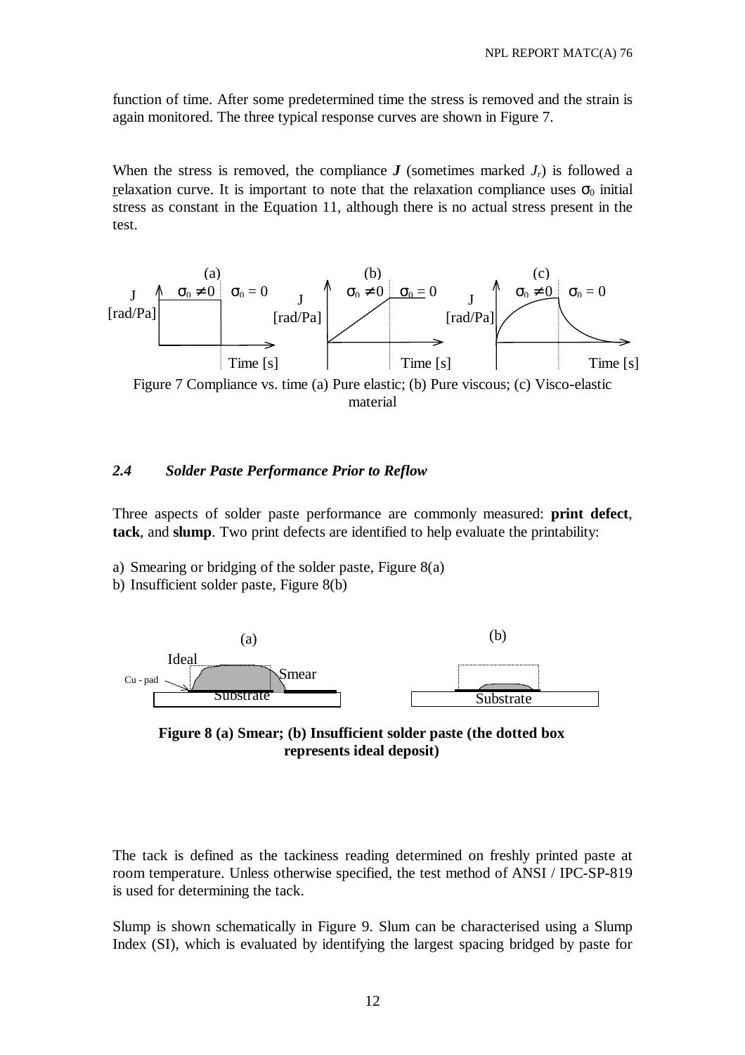function of time. After some predetermined time the stress is removed and the strain is again monitored. The three typical response curves are shown in Figure 7.

When the stress is removed, the compliance $\boldsymbol{J}$ (sometimes marked $J_r$) is followed a relaxation curve. It is important to note that the relaxation compliance uses $\sigma_0$ initial stress as constant in the Equation 11, although there is no actual stress present in the test.

Figure 7 Compliance vs. time (a) Pure elastic; (b) Pure viscous; (c) Visco-elastic material

### *2.4 Solder Paste Performance Prior to Reflow*

Three aspects of solder paste performance are commonly measured: **print defect**, **tack**, and **slump**. Two print defects are identified to help evaluate the printability:

a) Smearing or bridging of the solder paste, Figure 8(a)
b) Insufficient solder paste, Figure 8(b)

**Figure 8 (a) Smear; (b) Insufficient solder paste (the dotted box represents ideal deposit)**

The tack is defined as the tackiness reading determined on freshly printed paste at room temperature. Unless otherwise specified, the test method of ANSI / IPC-SP-819 is used for determining the tack.

Slump is shown schematically in Figure 9. Slum can be characterised using a Slump Index (SI), which is evaluated by identifying the largest spacing bridged by paste for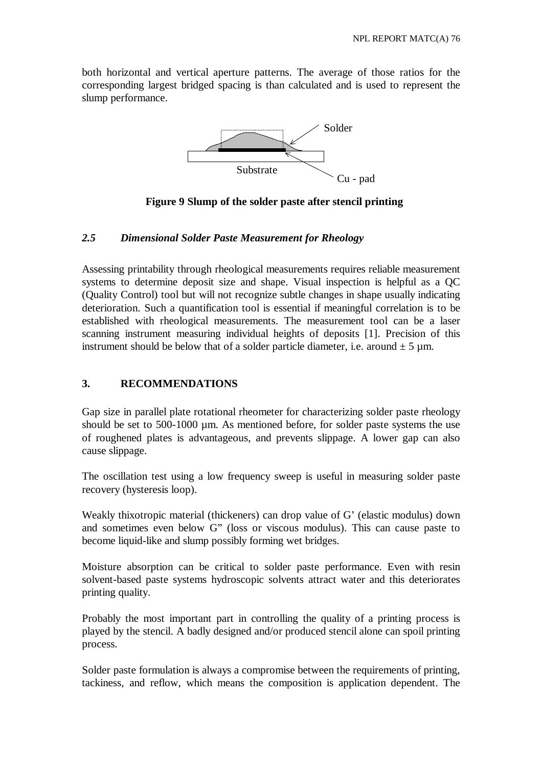both horizontal and vertical aperture patterns. The average of those ratios for the corresponding largest bridged spacing is than calculated and is used to represent the slump performance.

**Figure 9 Slump of the solder paste after stencil printing**

### *2.5 Dimensional Solder Paste Measurement for Rheology*

Assessing printability through rheological measurements requires reliable measurement systems to determine deposit size and shape. Visual inspection is helpful as a QC (Quality Control) tool but will not recognize subtle changes in shape usually indicating deterioration. Such a quantification tool is essential if meaningful correlation is to be established with rheological measurements. The measurement tool can be a laser scanning instrument measuring individual heights of deposits [1]. Precision of this instrument should be below that of a solder particle diameter, i.e. around ± 5 µm.

## 3. RECOMMENDATIONS

Gap size in parallel plate rotational rheometer for characterizing solder paste rheology should be set to 500-1000 µm. As mentioned before, for solder paste systems the use of roughened plates is advantageous, and prevents slippage. A lower gap can also cause slippage.

The oscillation test using a low frequency sweep is useful in measuring solder paste recovery (hysteresis loop).

Weakly thixotropic material (thickeners) can drop value of G' (elastic modulus) down and sometimes even below G" (loss or viscous modulus). This can cause paste to become liquid-like and slump possibly forming wet bridges.

Moisture absorption can be critical to solder paste performance. Even with resin solvent-based paste systems hydroscopic solvents attract water and this deteriorates printing quality.

Probably the most important part in controlling the quality of a printing process is played by the stencil. A badly designed and/or produced stencil alone can spoil printing process.

Solder paste formulation is always a compromise between the requirements of printing, tackiness, and reflow, which means the composition is application dependent. The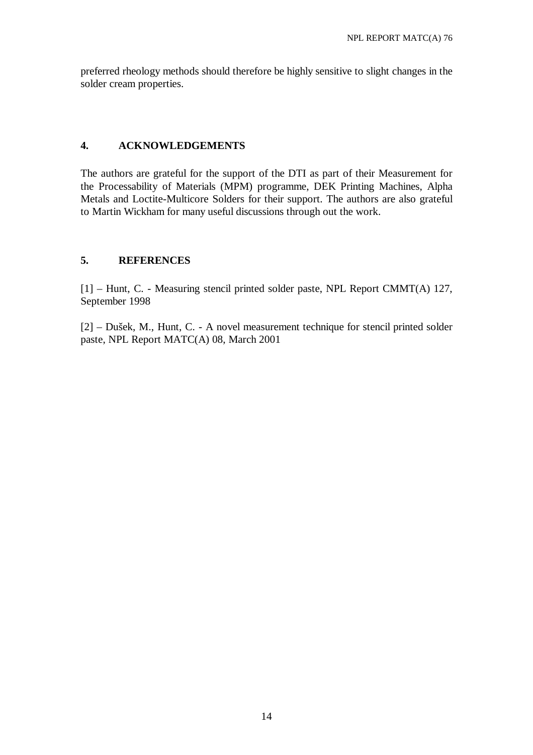preferred rheology methods should therefore be highly sensitive to slight changes in the solder cream properties.

## 4. ACKNOWLEDGEMENTS

The authors are grateful for the support of the DTI as part of their Measurement for the Processability of Materials (MPM) programme, DEK Printing Machines, Alpha Metals and Loctite-Multicore Solders for their support. The authors are also grateful to Martin Wickham for many useful discussions through out the work.

## 5. REFERENCES

[1] – Hunt, C. - Measuring stencil printed solder paste, NPL Report CMMT(A) 127, September 1998

[2] – Dušek, M., Hunt, C. - A novel measurement technique for stencil printed solder paste, NPL Report MATC(A) 08, March 2001